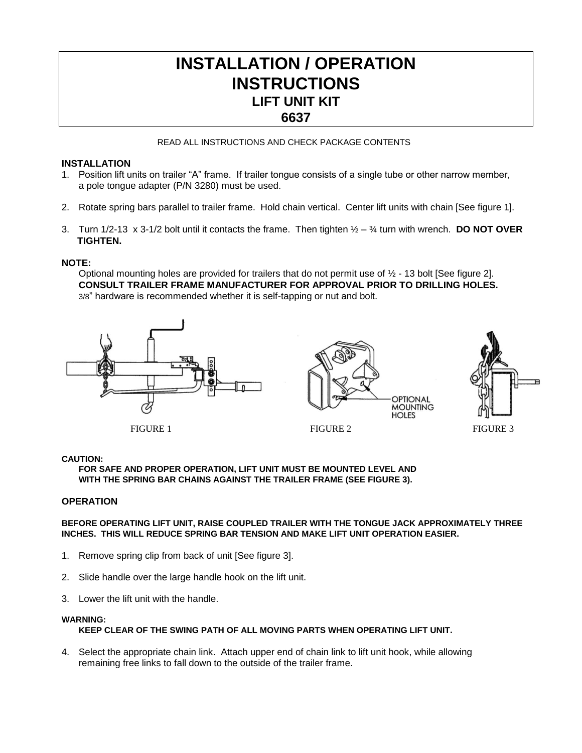# INSTALLATION / OPERATION INSTRUCTIONS

## LIFT UNIT KIT

## 6637

READ ALL INSTRUCTIONS AND CHECK PACKAGE CONTENTS

### INSTALLATION

1. Position lift units on trailer “A” frame. If trailer tongue consists of a single tube or other narrow member, a pole tongue adapter (P/N 3280) must be used.

2. Rotate spring bars parallel to trailer frame. Hold chain vertical. Center lift units with chain [See figure 1].

3. Turn 1/2-13 x 3-1/2 bolt until it contacts the frame. Then tighten ½ – ¾ turn with wrench. **DO NOT OVER TIGHTEN.**

**NOTE:**

Optional mounting holes are provided for trailers that do not permit use of ½ - 13 bolt [See figure 2]. **CONSULT TRAILER FRAME MANUFACTURER FOR APPROVAL PRIOR TO DRILLING HOLES.** 3/8” hardware is recommended whether it is self-tapping or nut and bolt.

OPTIONAL MOUNTING HOLES

FIGURE 1 FIGURE 2 FIGURE 3

**CAUTION:**

**FOR SAFE AND PROPER OPERATION, LIFT UNIT MUST BE MOUNTED LEVEL AND WITH THE SPRING BAR CHAINS AGAINST THE TRAILER FRAME (SEE FIGURE 3).**

### OPERATION

**BEFORE OPERATING LIFT UNIT, RAISE COUPLED TRAILER WITH THE TONGUE JACK APPROXIMATELY THREE INCHES. THIS WILL REDUCE SPRING BAR TENSION AND MAKE LIFT UNIT OPERATION EASIER.**

1. Remove spring clip from back of unit [See figure 3].

2. Slide handle over the large handle hook on the lift unit.

3. Lower the lift unit with the handle.

**WARNING:**

**KEEP CLEAR OF THE SWING PATH OF ALL MOVING PARTS WHEN OPERATING LIFT UNIT.**

4. Select the appropriate chain link. Attach upper end of chain link to lift unit hook, while allowing remaining free links to fall down to the outside of the trailer frame.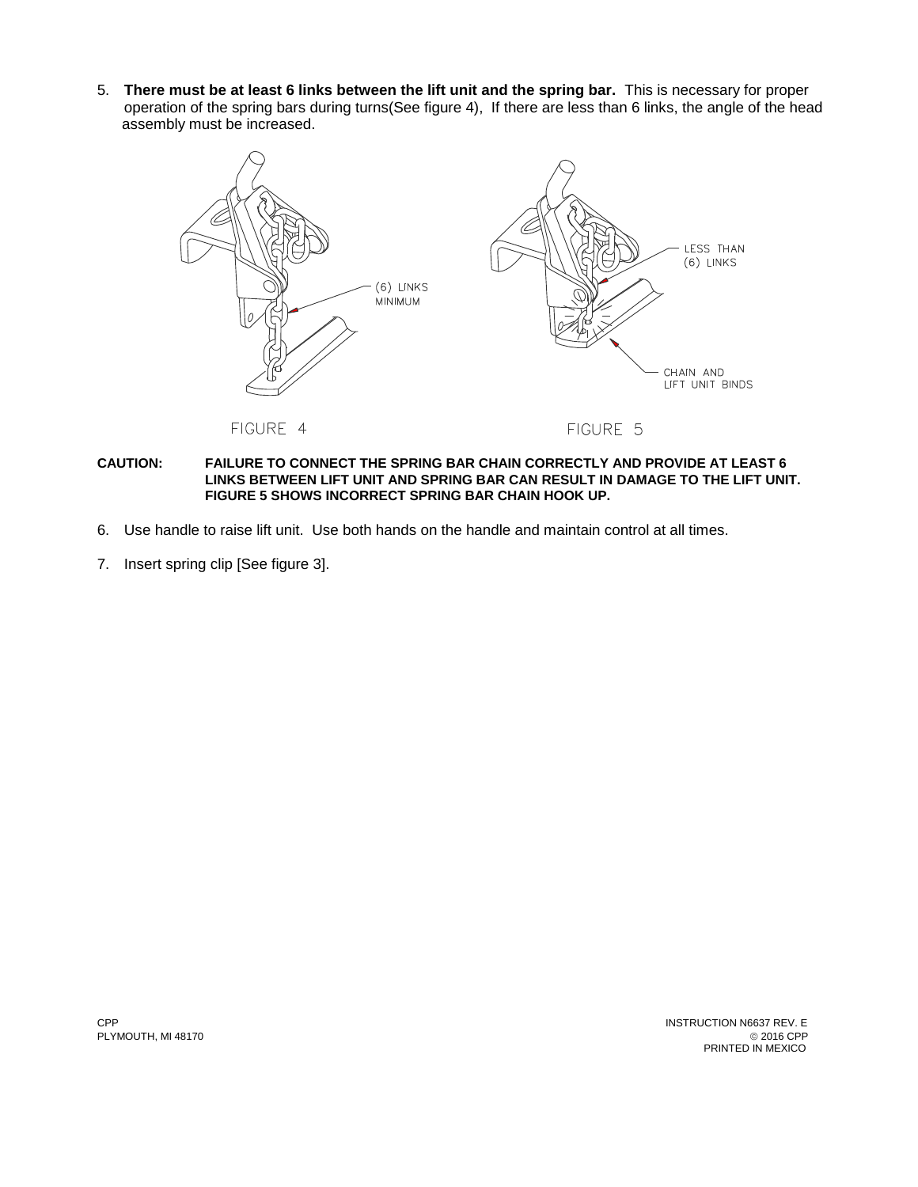5. **There must be at least 6 links between the lift unit and the spring bar.** This is necessary for proper operation of the spring bars during turns(See figure 4), If there are less than 6 links, the angle of the head assembly must be increased.

(6) LINKS
MINIMUM

LESS THAN
(6) LINKS

CHAIN AND
LIFT UNIT BINDS

FIGURE 4

FIGURE 5

**CAUTION: FAILURE TO CONNECT THE SPRING BAR CHAIN CORRECTLY AND PROVIDE AT LEAST 6 LINKS BETWEEN LIFT UNIT AND SPRING BAR CAN RESULT IN DAMAGE TO THE LIFT UNIT. FIGURE 5 SHOWS INCORRECT SPRING BAR CHAIN HOOK UP.**

6. Use handle to raise lift unit. Use both hands on the handle and maintain control at all times.

7. Insert spring clip [See figure 3].

CPP
PLYMOUTH, MI 48170

INSTRUCTION N6637 REV. E
© 2016 CPP
PRINTED IN MEXICO